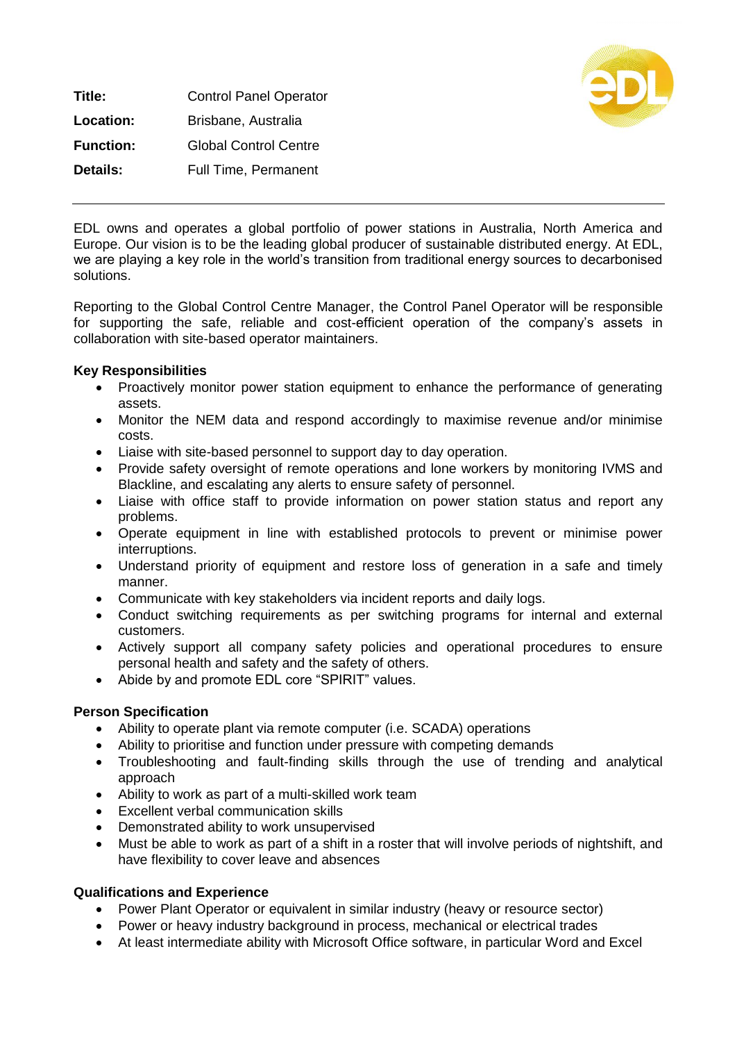| | |
|---|---|
| **Title:** | Control Panel Operator |
| **Location:** | Brisbane, Australia |
| **Function:** | Global Control Centre |
| **Details:** | Full Time, Permanent |

---

EDL owns and operates a global portfolio of power stations in Australia, North America and Europe. Our vision is to be the leading global producer of sustainable distributed energy. At EDL, we are playing a key role in the world's transition from traditional energy sources to decarbonised solutions.

Reporting to the Global Control Centre Manager, the Control Panel Operator will be responsible for supporting the safe, reliable and cost-efficient operation of the company's assets in collaboration with site-based operator maintainers.

**Key Responsibilities**

- Proactively monitor power station equipment to enhance the performance of generating assets.
- Monitor the NEM data and respond accordingly to maximise revenue and/or minimise costs.
- Liaise with site-based personnel to support day to day operation.
- Provide safety oversight of remote operations and lone workers by monitoring IVMS and Blackline, and escalating any alerts to ensure safety of personnel.
- Liaise with office staff to provide information on power station status and report any problems.
- Operate equipment in line with established protocols to prevent or minimise power interruptions.
- Understand priority of equipment and restore loss of generation in a safe and timely manner.
- Communicate with key stakeholders via incident reports and daily logs.
- Conduct switching requirements as per switching programs for internal and external customers.
- Actively support all company safety policies and operational procedures to ensure personal health and safety and the safety of others.
- Abide by and promote EDL core "SPIRIT" values.

**Person Specification**

- Ability to operate plant via remote computer (i.e. SCADA) operations
- Ability to prioritise and function under pressure with competing demands
- Troubleshooting and fault-finding skills through the use of trending and analytical approach
- Ability to work as part of a multi-skilled work team
- Excellent verbal communication skills
- Demonstrated ability to work unsupervised
- Must be able to work as part of a shift in a roster that will involve periods of nightshift, and have flexibility to cover leave and absences

**Qualifications and Experience**

- Power Plant Operator or equivalent in similar industry (heavy or resource sector)
- Power or heavy industry background in process, mechanical or electrical trades
- At least intermediate ability with Microsoft Office software, in particular Word and Excel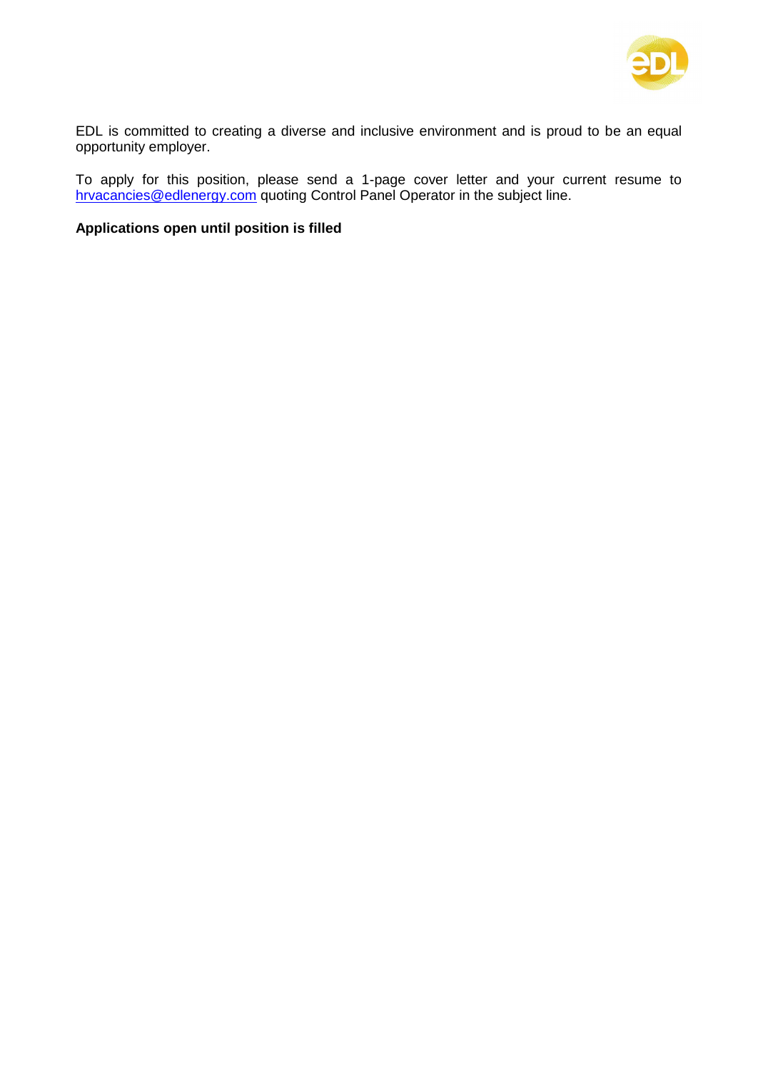EDL is committed to creating a diverse and inclusive environment and is proud to be an equal opportunity employer.

To apply for this position, please send a 1-page cover letter and your current resume to hrvacancies@edlenergy.com quoting Control Panel Operator in the subject line.

**Applications open until position is filled**